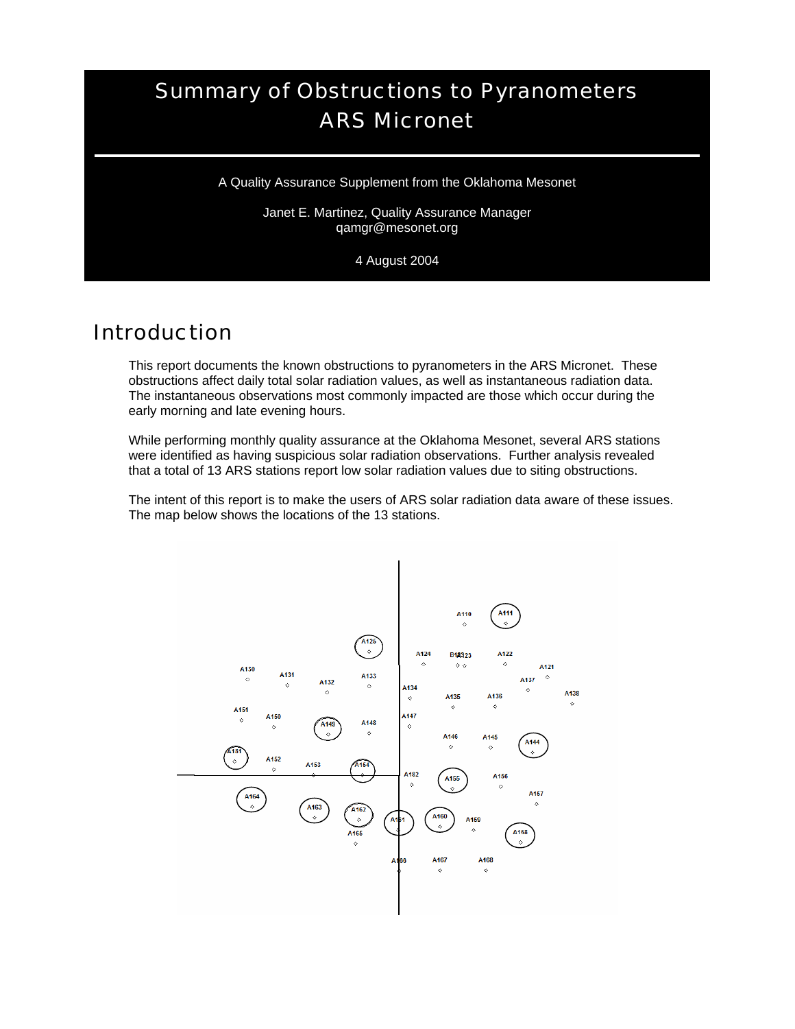# Summary of Obstructions to Pyranometers ARS Micronet

A Quality Assurance Supplement from the Oklahoma Mesonet

Janet E. Martinez, Quality Assurance Manager
qamgr@mesonet.org

4 August 2004

## Introduction

This report documents the known obstructions to pyranometers in the ARS Micronet. These obstructions affect daily total solar radiation values, as well as instantaneous radiation data. The instantaneous observations most commonly impacted are those which occur during the early morning and late evening hours.

While performing monthly quality assurance at the Oklahoma Mesonet, several ARS stations were identified as having suspicious solar radiation observations. Further analysis revealed that a total of 13 ARS stations report low solar radiation values due to siting obstructions.

The intent of this report is to make the users of ARS solar radiation data aware of these issues. The map below shows the locations of the 13 stations.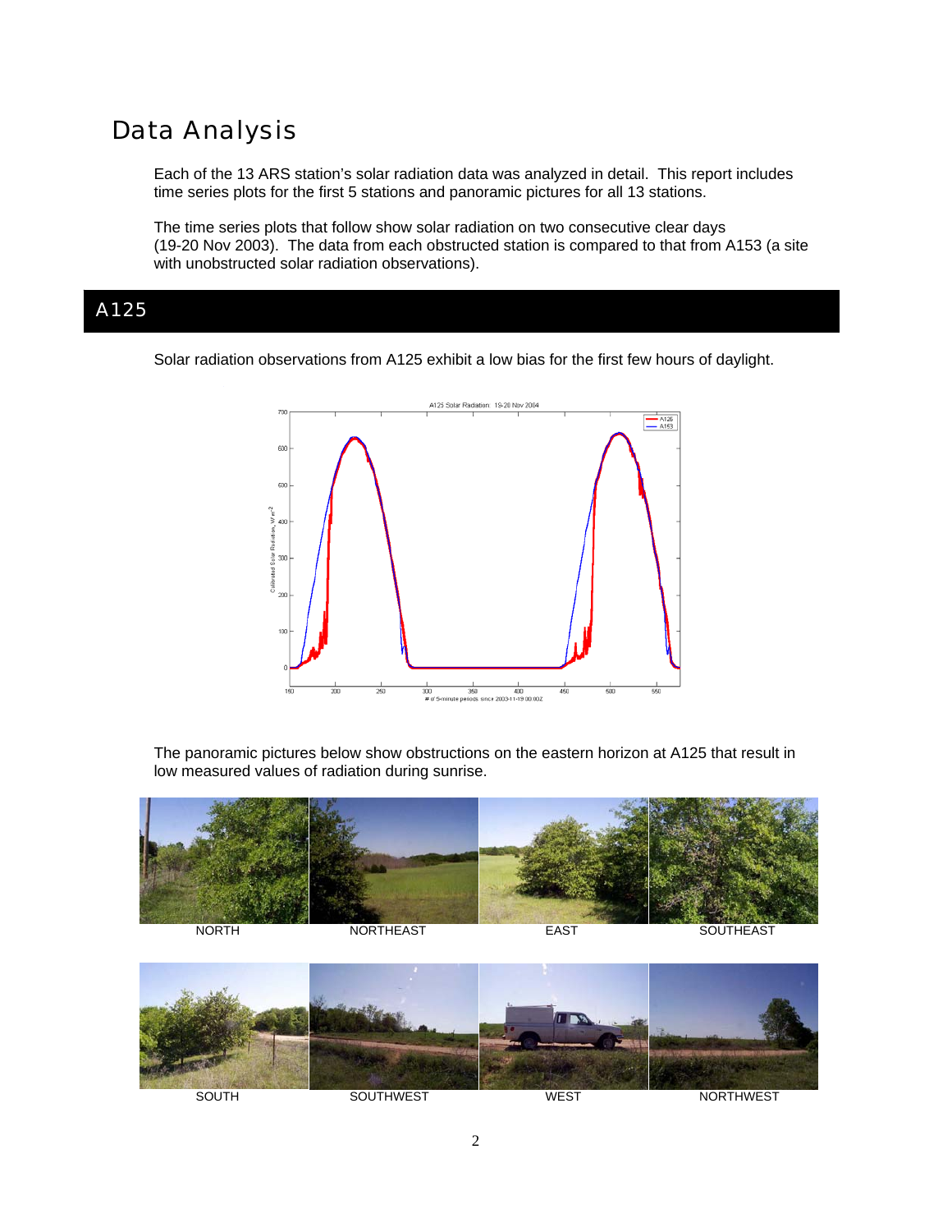# Data Analysis

Each of the 13 ARS station's solar radiation data was analyzed in detail. This report includes time series plots for the first 5 stations and panoramic pictures for all 13 stations.

The time series plots that follow show solar radiation on two consecutive clear days (19-20 Nov 2003). The data from each obstructed station is compared to that from A153 (a site with unobstructed solar radiation observations).

## A125

Solar radiation observations from A125 exhibit a low bias for the first few hours of daylight.

The panoramic pictures below show obstructions on the eastern horizon at A125 that result in low measured values of radiation during sunrise.

NORTH NORTHEAST EAST SOUTHEAST

SOUTH SOUTHWEST WEST NORTHWEST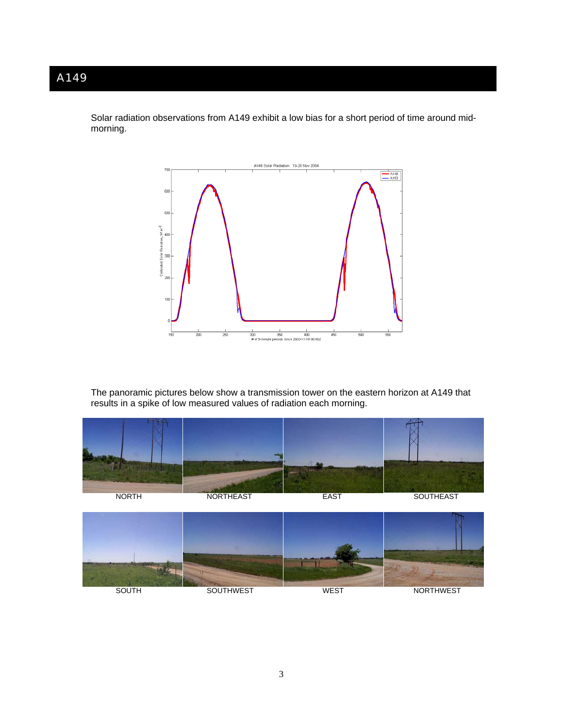# A149

Solar radiation observations from A149 exhibit a low bias for a short period of time around mid-morning.

The panoramic pictures below show a transmission tower on the eastern horizon at A149 that results in a spike of low measured values of radiation each morning.

NORTH NORTHEAST EAST SOUTHEAST

SOUTH SOUTHWEST WEST NORTHWEST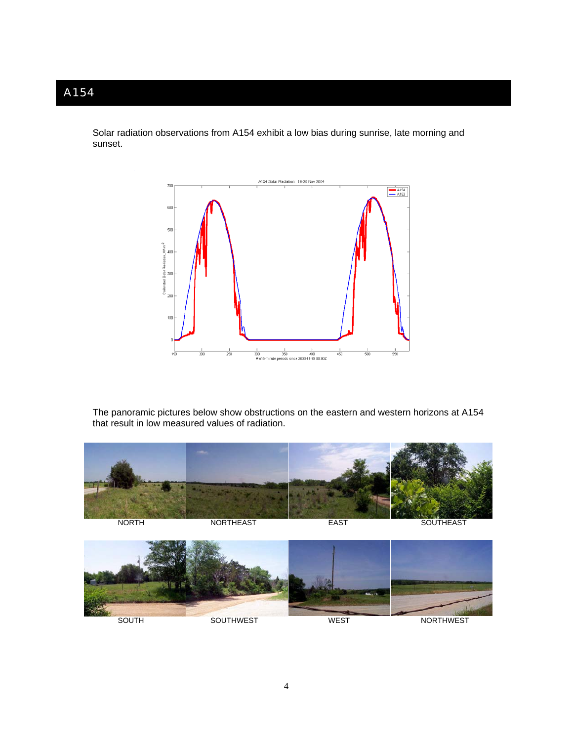# A154

Solar radiation observations from A154 exhibit a low bias during sunrise, late morning and sunset.

The panoramic pictures below show obstructions on the eastern and western horizons at A154 that result in low measured values of radiation.

NORTH NORTHEAST EAST SOUTHEAST

SOUTH SOUTHWEST WEST NORTHWEST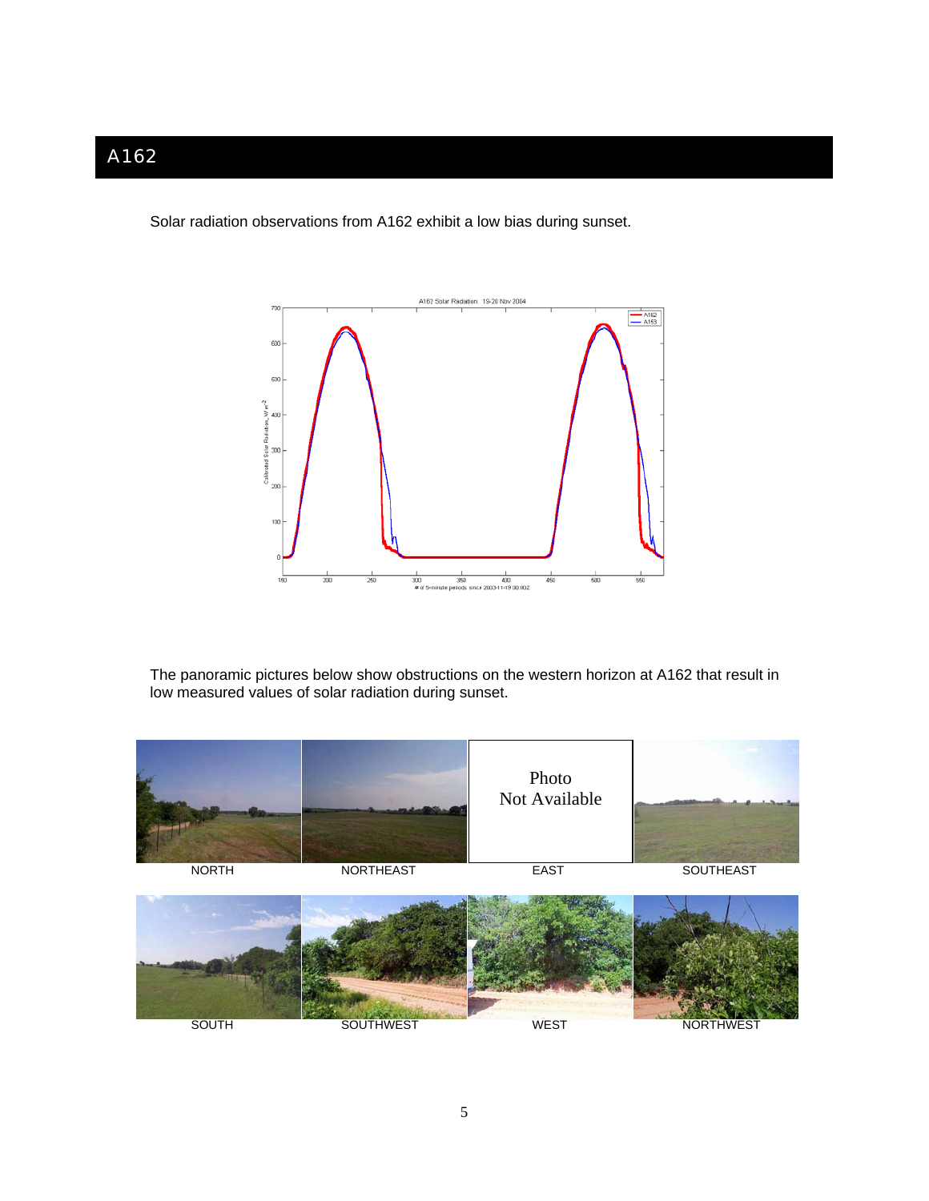# A162

Solar radiation observations from A162 exhibit a low bias during sunset.

The panoramic pictures below show obstructions on the western horizon at A162 that result in low measured values of solar radiation during sunset.

| NORTH | NORTHEAST | EAST | SOUTHEAST |
|---|---|---|---|
|  |  | Photo Not Available |  |

| SOUTH | SOUTHWEST | WEST | NORTHWEST |
|---|---|---|---|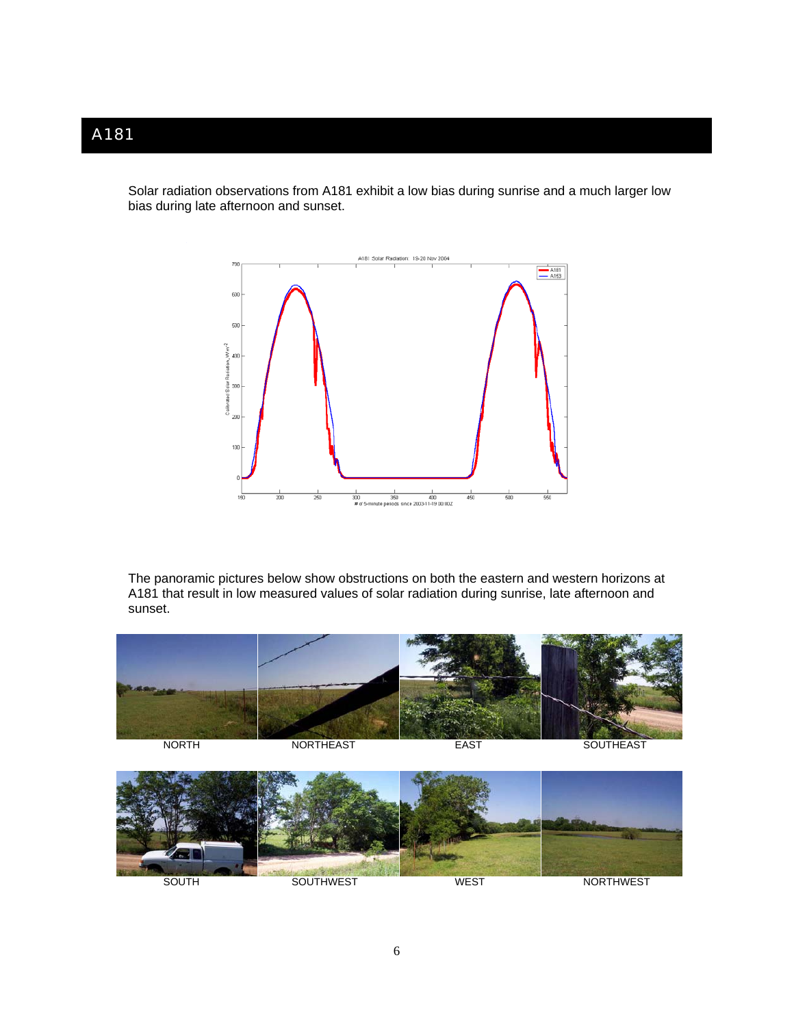# A181

Solar radiation observations from A181 exhibit a low bias during sunrise and a much larger low bias during late afternoon and sunset.

The panoramic pictures below show obstructions on both the eastern and western horizons at A181 that result in low measured values of solar radiation during sunrise, late afternoon and sunset.

NORTH NORTHEAST EAST SOUTHEAST

SOUTH SOUTHWEST WEST NORTHWEST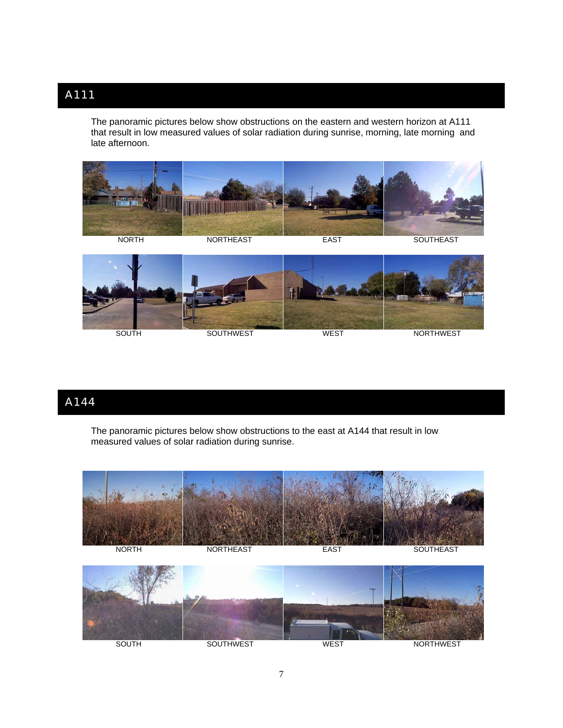## A111

The panoramic pictures below show obstructions on the eastern and western horizon at A111 that result in low measured values of solar radiation during sunrise, morning, late morning and late afternoon.

NORTH NORTHEAST EAST SOUTHEAST

SOUTH SOUTHWEST WEST NORTHWEST

## A144

The panoramic pictures below show obstructions to the east at A144 that result in low measured values of solar radiation during sunrise.

NORTH NORTHEAST EAST SOUTHEAST

SOUTH SOUTHWEST WEST NORTHWEST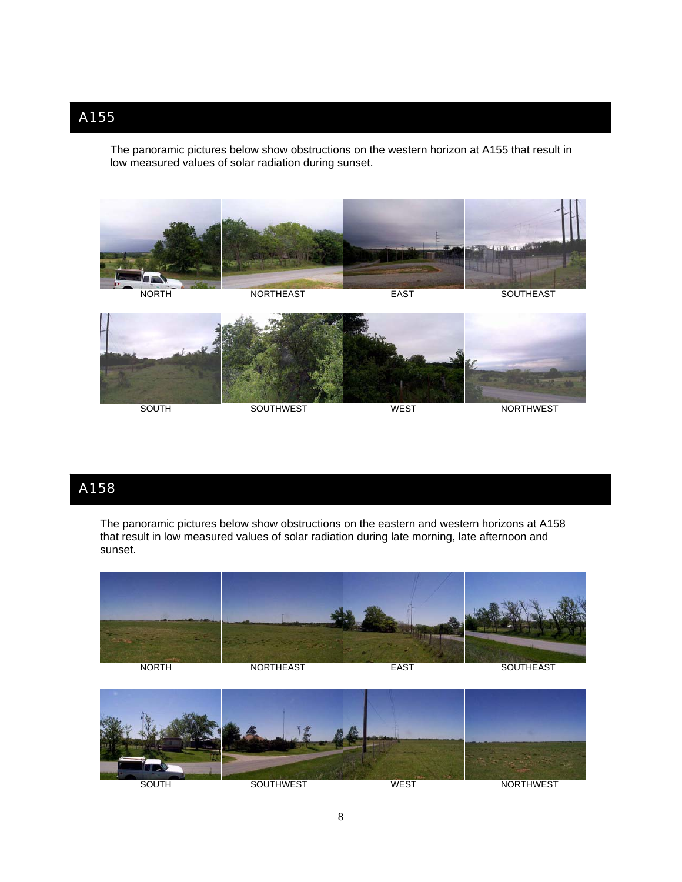## A155

The panoramic pictures below show obstructions on the western horizon at A155 that result in low measured values of solar radiation during sunset.

NORTH NORTHEAST EAST SOUTHEAST

SOUTH SOUTHWEST WEST NORTHWEST

## A158

The panoramic pictures below show obstructions on the eastern and western horizons at A158 that result in low measured values of solar radiation during late morning, late afternoon and sunset.

NORTH NORTHEAST EAST SOUTHEAST

SOUTH SOUTHWEST WEST NORTHWEST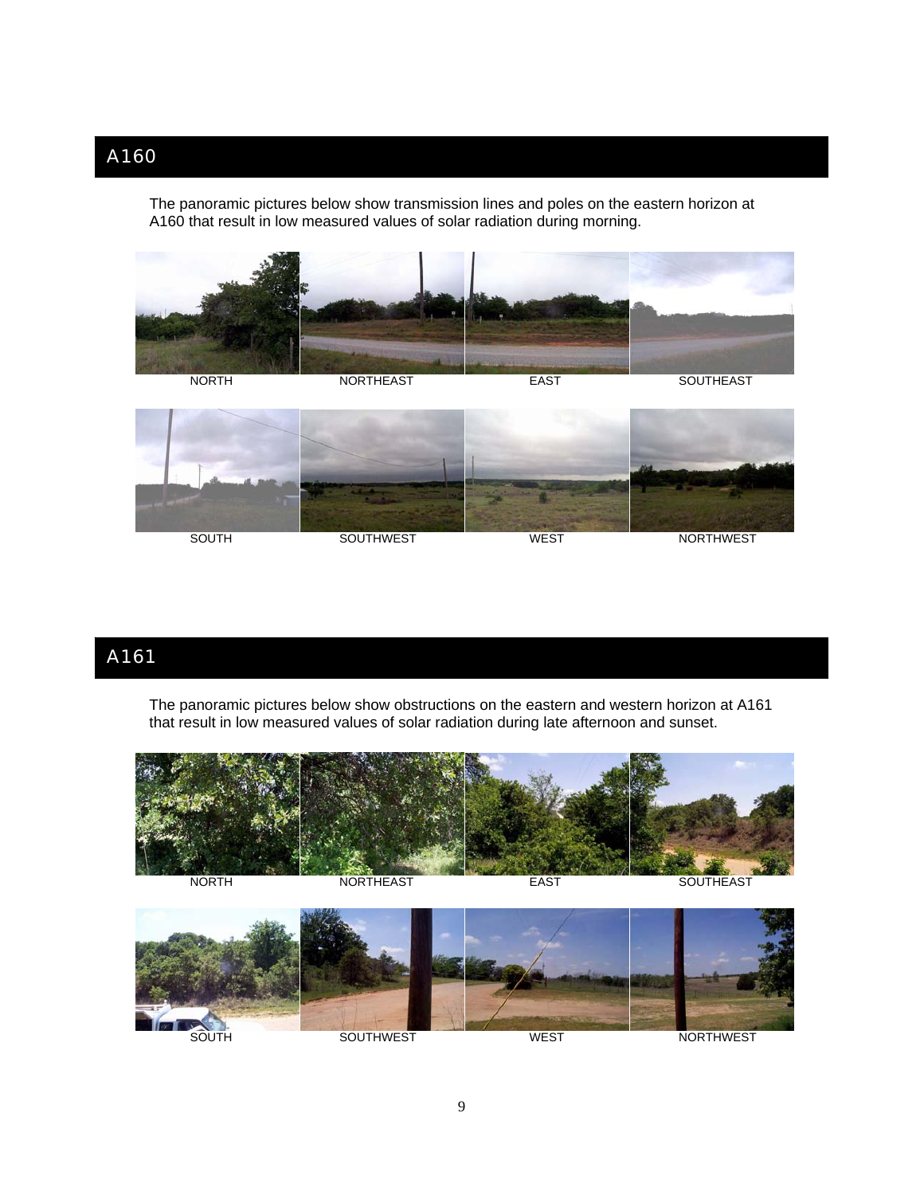# A160

The panoramic pictures below show transmission lines and poles on the eastern horizon at A160 that result in low measured values of solar radiation during morning.

NORTH NORTHEAST EAST SOUTHEAST

SOUTH SOUTHWEST WEST NORTHWEST

# A161

The panoramic pictures below show obstructions on the eastern and western horizon at A161 that result in low measured values of solar radiation during late afternoon and sunset.

NORTH NORTHEAST EAST SOUTHEAST

SOUTH SOUTHWEST WEST NORTHWEST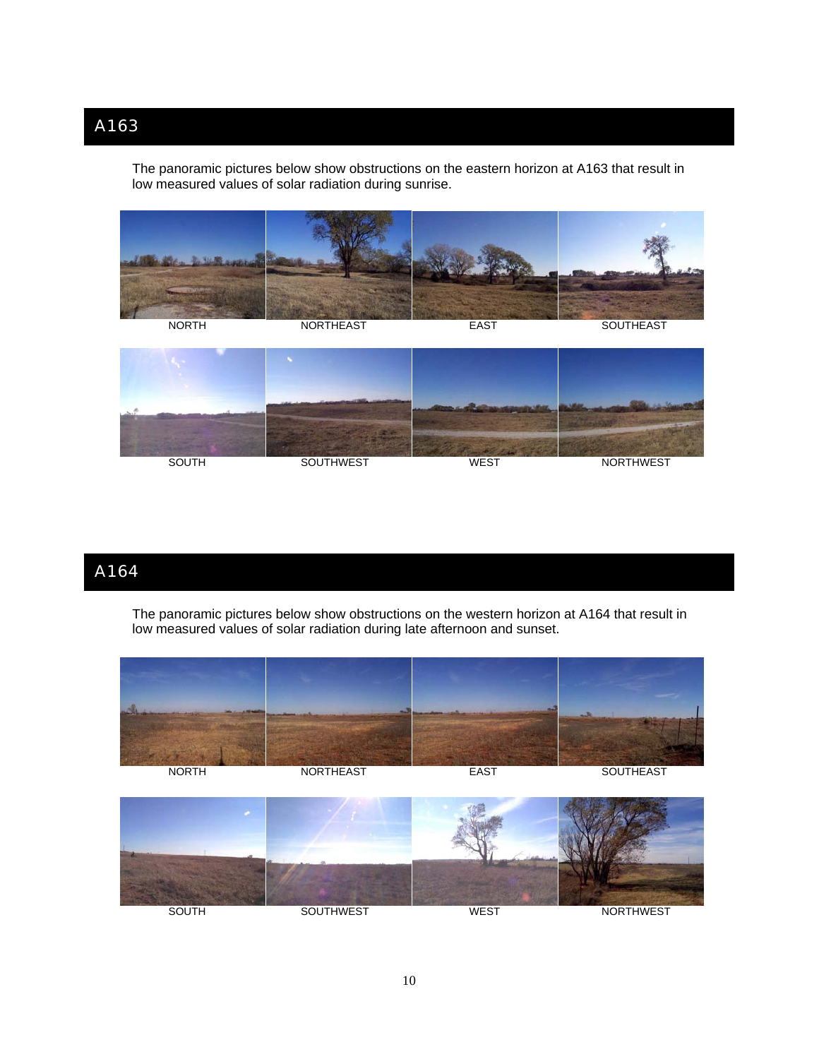# A163

The panoramic pictures below show obstructions on the eastern horizon at A163 that result in low measured values of solar radiation during sunrise.

NORTH NORTHEAST EAST SOUTHEAST

SOUTH SOUTHWEST WEST NORTHWEST

# A164

The panoramic pictures below show obstructions on the western horizon at A164 that result in low measured values of solar radiation during late afternoon and sunset.

NORTH NORTHEAST EAST SOUTHEAST

SOUTH SOUTHWEST WEST NORTHWEST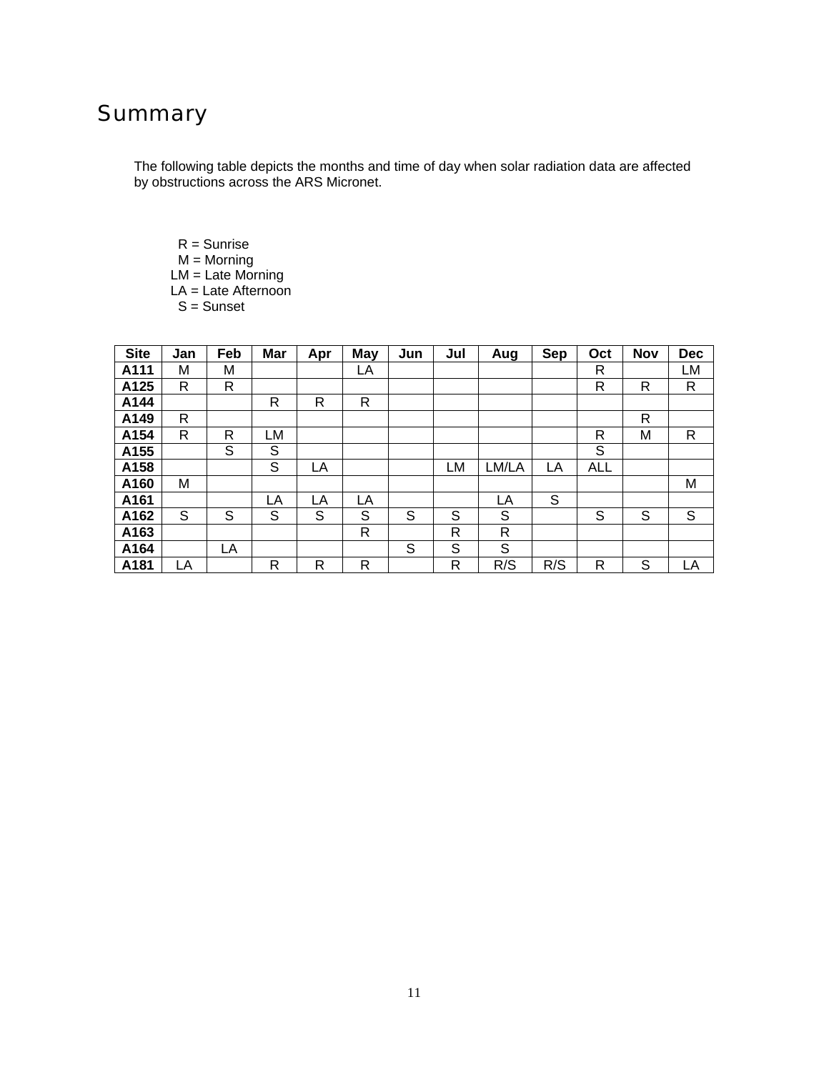## Summary

The following table depicts the months and time of day when solar radiation data are affected by obstructions across the ARS Micronet.

R = Sunrise
M = Morning
LM = Late Morning
LA = Late Afternoon
S = Sunset

| Site | Jan | Feb | Mar | Apr | May | Jun | Jul | Aug | Sep | Oct | Nov | Dec |
|---|---|---|---|---|---|---|---|---|---|---|---|---|
| A111 | M | M | | | LA | | | | | R | | LM |
| A125 | R | R | | | | | | | | R | R | R |
| A144 | | | R | R | R | | | | | | | |
| A149 | R | | | | | | | | | | R | |
| A154 | R | R | LM | | | | | | | R | M | R |
| A155 | | S | S | | | | | | | S | | |
| A158 | | | S | LA | | | LM | LM/LA | LA | ALL | | |
| A160 | M | | | | | | | | | | | M |
| A161 | | | LA | LA | LA | | | LA | S | | | |
| A162 | S | S | S | S | S | S | S | S | | S | S | S |
| A163 | | | | | R | | R | R | | | | |
| A164 | | LA | | | | S | S | S | | | | |
| A181 | LA | | R | R | R | | R | R/S | R/S | R | S | LA |